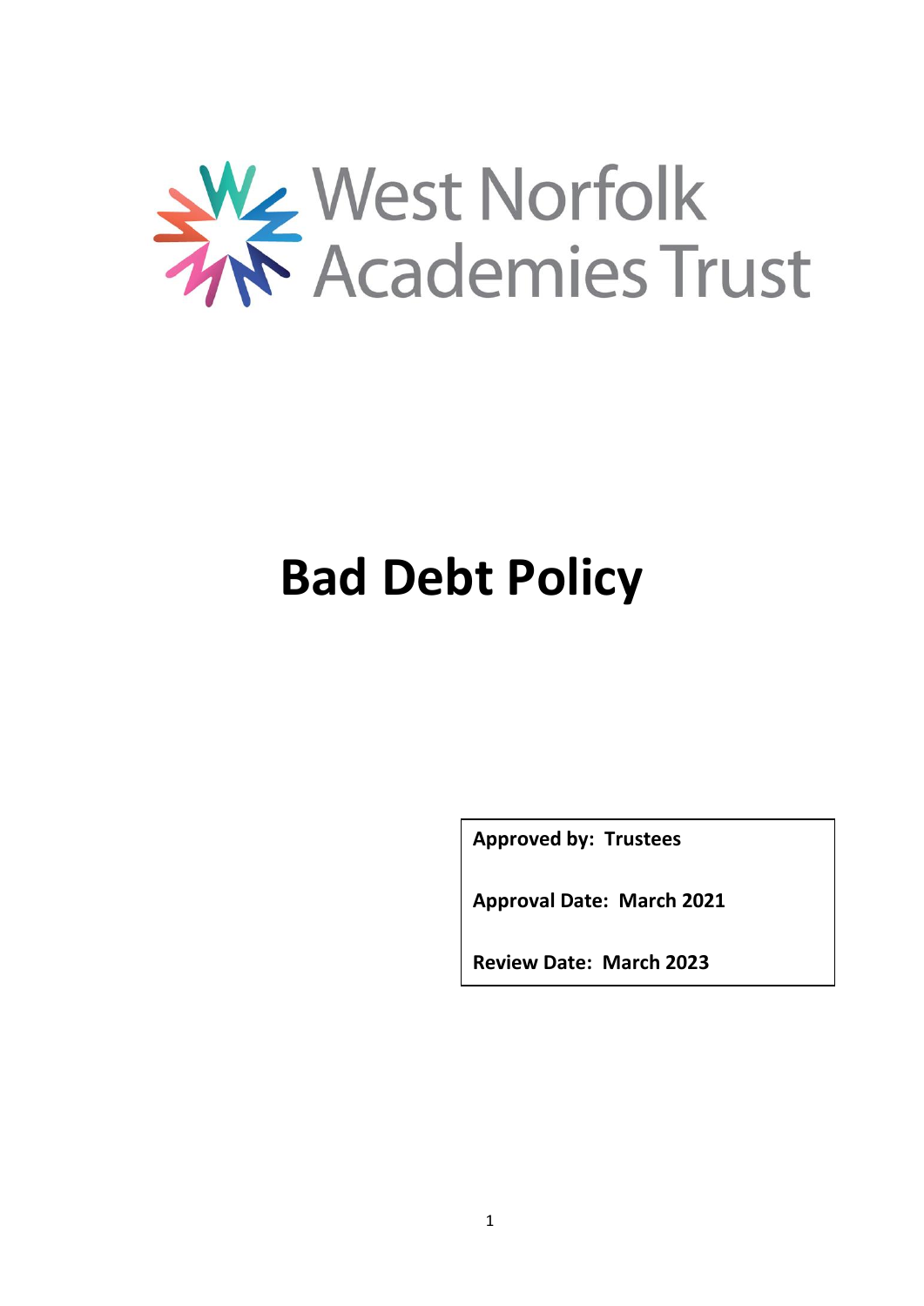West Norfolk Academies Trust

# Bad Debt Policy

| |
|---|
| **Approved by: Trustees** |
| **Approval Date: March 2021** |
| **Review Date: March 2023** |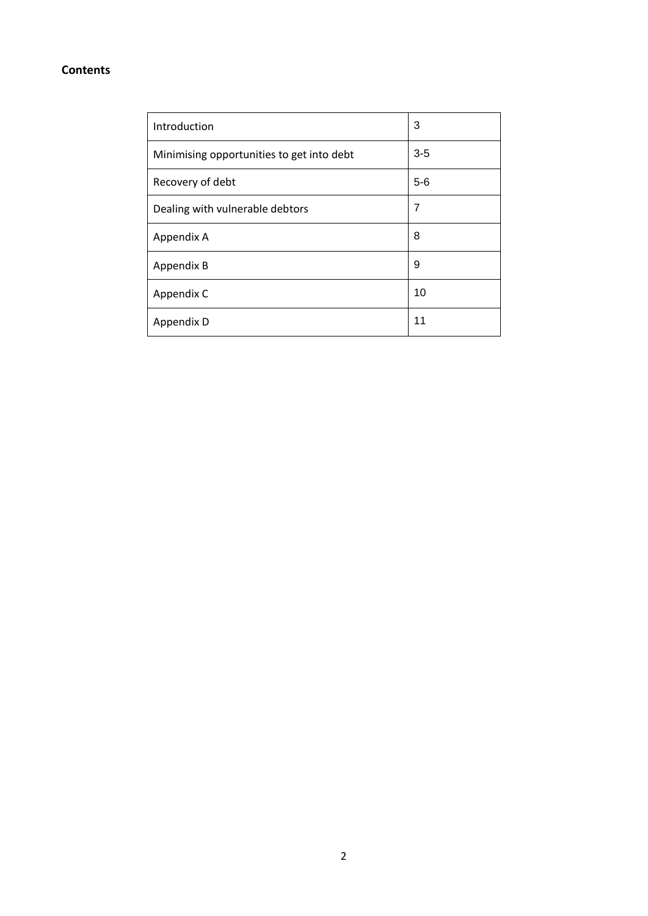**Contents**

| | |
|---|---|
| Introduction | 3 |
| Minimising opportunities to get into debt | 3-5 |
| Recovery of debt | 5-6 |
| Dealing with vulnerable debtors | 7 |
| Appendix A | 8 |
| Appendix B | 9 |
| Appendix C | 10 |
| Appendix D | 11 |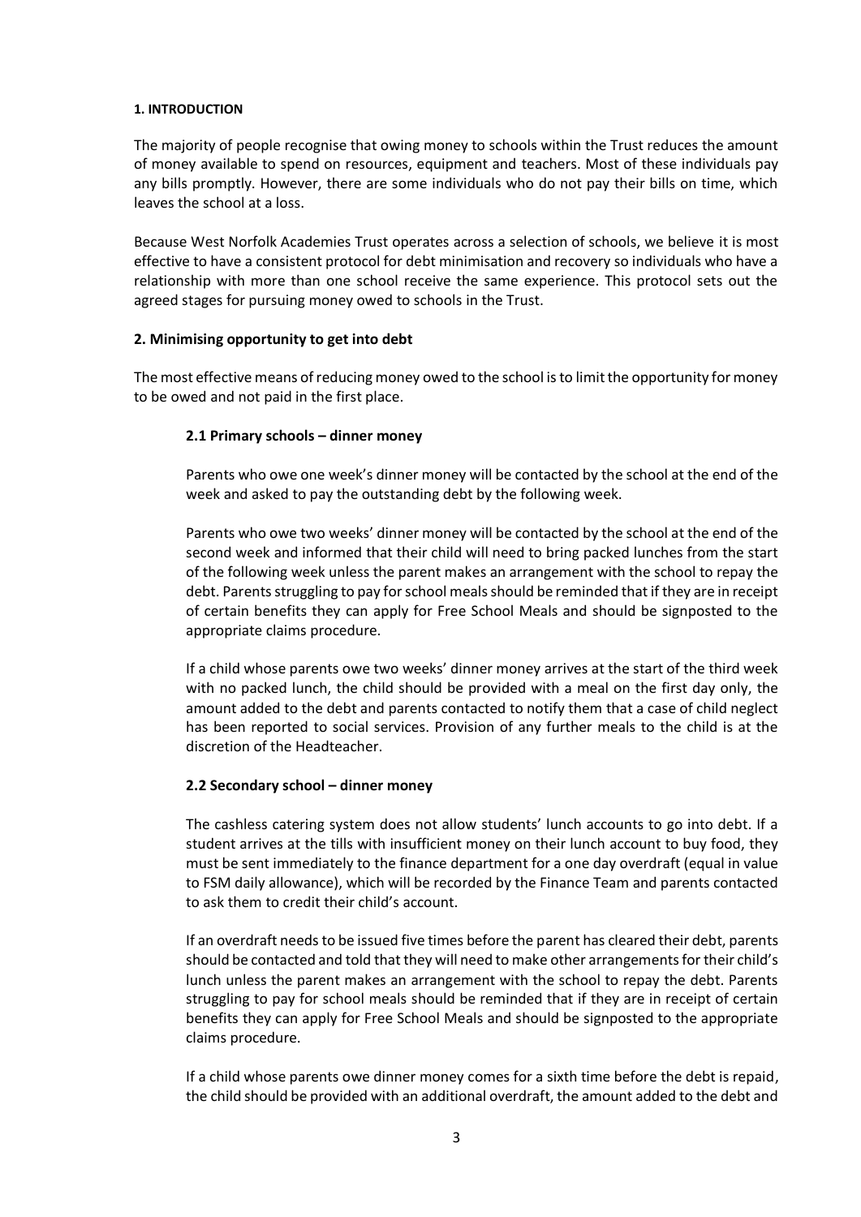## 1. INTRODUCTION

The majority of people recognise that owing money to schools within the Trust reduces the amount of money available to spend on resources, equipment and teachers. Most of these individuals pay any bills promptly. However, there are some individuals who do not pay their bills on time, which leaves the school at a loss.

Because West Norfolk Academies Trust operates across a selection of schools, we believe it is most effective to have a consistent protocol for debt minimisation and recovery so individuals who have a relationship with more than one school receive the same experience. This protocol sets out the agreed stages for pursuing money owed to schools in the Trust.

## 2. Minimising opportunity to get into debt

The most effective means of reducing money owed to the school is to limit the opportunity for money to be owed and not paid in the first place.

### 2.1 Primary schools – dinner money

Parents who owe one week's dinner money will be contacted by the school at the end of the week and asked to pay the outstanding debt by the following week.

Parents who owe two weeks' dinner money will be contacted by the school at the end of the second week and informed that their child will need to bring packed lunches from the start of the following week unless the parent makes an arrangement with the school to repay the debt. Parents struggling to pay for school meals should be reminded that if they are in receipt of certain benefits they can apply for Free School Meals and should be signposted to the appropriate claims procedure.

If a child whose parents owe two weeks' dinner money arrives at the start of the third week with no packed lunch, the child should be provided with a meal on the first day only, the amount added to the debt and parents contacted to notify them that a case of child neglect has been reported to social services. Provision of any further meals to the child is at the discretion of the Headteacher.

### 2.2 Secondary school – dinner money

The cashless catering system does not allow students' lunch accounts to go into debt. If a student arrives at the tills with insufficient money on their lunch account to buy food, they must be sent immediately to the finance department for a one day overdraft (equal in value to FSM daily allowance), which will be recorded by the Finance Team and parents contacted to ask them to credit their child's account.

If an overdraft needs to be issued five times before the parent has cleared their debt, parents should be contacted and told that they will need to make other arrangements for their child's lunch unless the parent makes an arrangement with the school to repay the debt. Parents struggling to pay for school meals should be reminded that if they are in receipt of certain benefits they can apply for Free School Meals and should be signposted to the appropriate claims procedure.

If a child whose parents owe dinner money comes for a sixth time before the debt is repaid, the child should be provided with an additional overdraft, the amount added to the debt and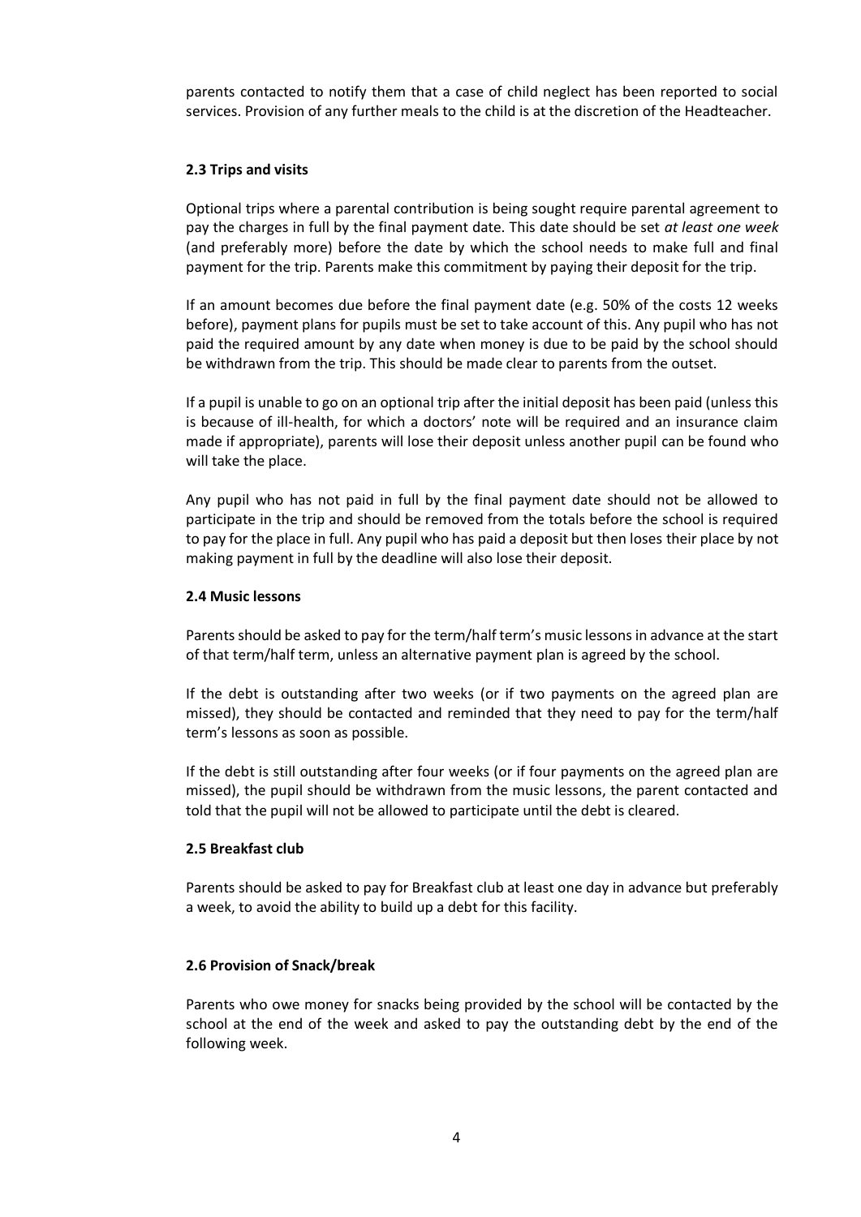parents contacted to notify them that a case of child neglect has been reported to social services. Provision of any further meals to the child is at the discretion of the Headteacher.

### 2.3 Trips and visits

Optional trips where a parental contribution is being sought require parental agreement to pay the charges in full by the final payment date. This date should be set *at least one week* (and preferably more) before the date by which the school needs to make full and final payment for the trip. Parents make this commitment by paying their deposit for the trip.

If an amount becomes due before the final payment date (e.g. 50% of the costs 12 weeks before), payment plans for pupils must be set to take account of this. Any pupil who has not paid the required amount by any date when money is due to be paid by the school should be withdrawn from the trip. This should be made clear to parents from the outset.

If a pupil is unable to go on an optional trip after the initial deposit has been paid (unless this is because of ill-health, for which a doctors' note will be required and an insurance claim made if appropriate), parents will lose their deposit unless another pupil can be found who will take the place.

Any pupil who has not paid in full by the final payment date should not be allowed to participate in the trip and should be removed from the totals before the school is required to pay for the place in full. Any pupil who has paid a deposit but then loses their place by not making payment in full by the deadline will also lose their deposit.

### 2.4 Music lessons

Parents should be asked to pay for the term/half term's music lessons in advance at the start of that term/half term, unless an alternative payment plan is agreed by the school.

If the debt is outstanding after two weeks (or if two payments on the agreed plan are missed), they should be contacted and reminded that they need to pay for the term/half term's lessons as soon as possible.

If the debt is still outstanding after four weeks (or if four payments on the agreed plan are missed), the pupil should be withdrawn from the music lessons, the parent contacted and told that the pupil will not be allowed to participate until the debt is cleared.

### 2.5 Breakfast club

Parents should be asked to pay for Breakfast club at least one day in advance but preferably a week, to avoid the ability to build up a debt for this facility.

### 2.6 Provision of Snack/break

Parents who owe money for snacks being provided by the school will be contacted by the school at the end of the week and asked to pay the outstanding debt by the end of the following week.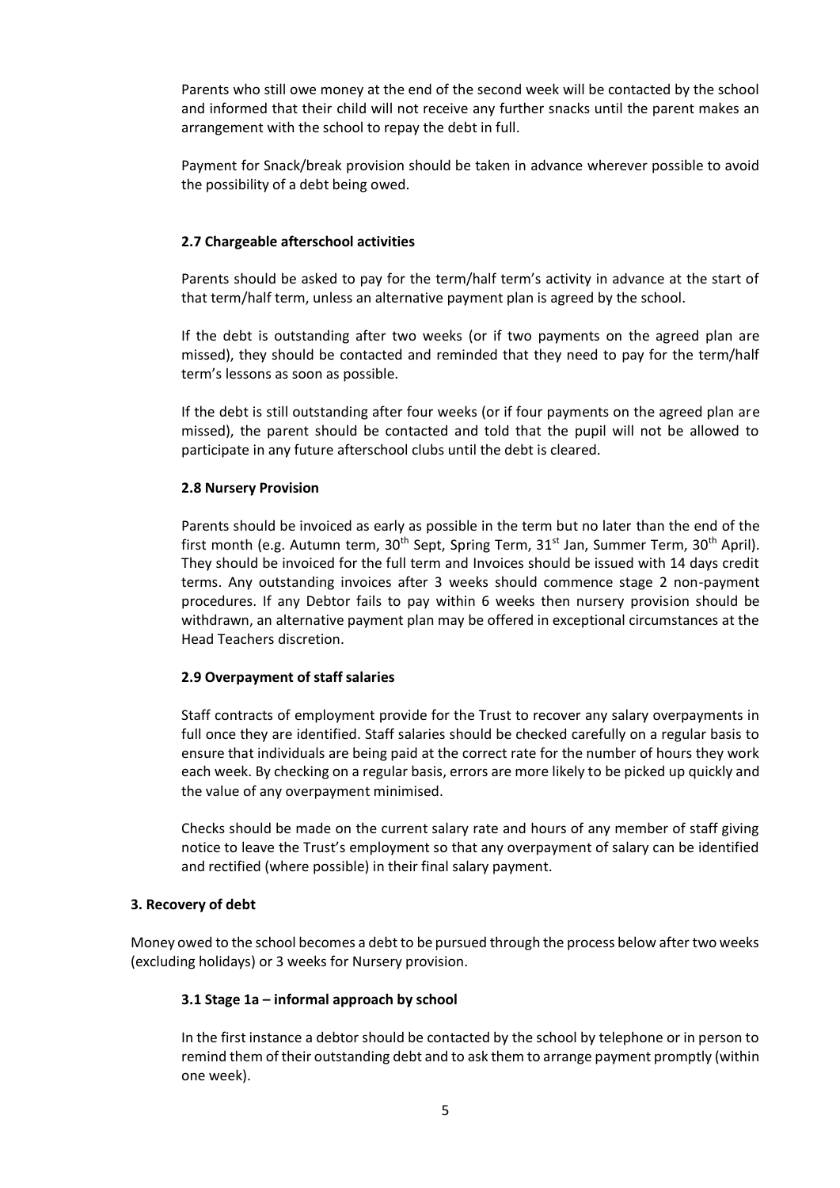Parents who still owe money at the end of the second week will be contacted by the school and informed that their child will not receive any further snacks until the parent makes an arrangement with the school to repay the debt in full.

Payment for Snack/break provision should be taken in advance wherever possible to avoid the possibility of a debt being owed.

### 2.7 Chargeable afterschool activities

Parents should be asked to pay for the term/half term's activity in advance at the start of that term/half term, unless an alternative payment plan is agreed by the school.

If the debt is outstanding after two weeks (or if two payments on the agreed plan are missed), they should be contacted and reminded that they need to pay for the term/half term's lessons as soon as possible.

If the debt is still outstanding after four weeks (or if four payments on the agreed plan are missed), the parent should be contacted and told that the pupil will not be allowed to participate in any future afterschool clubs until the debt is cleared.

### 2.8 Nursery Provision

Parents should be invoiced as early as possible in the term but no later than the end of the first month (e.g. Autumn term, 30th Sept, Spring Term, 31st Jan, Summer Term, 30th April). They should be invoiced for the full term and Invoices should be issued with 14 days credit terms. Any outstanding invoices after 3 weeks should commence stage 2 non-payment procedures. If any Debtor fails to pay within 6 weeks then nursery provision should be withdrawn, an alternative payment plan may be offered in exceptional circumstances at the Head Teachers discretion.

### 2.9 Overpayment of staff salaries

Staff contracts of employment provide for the Trust to recover any salary overpayments in full once they are identified. Staff salaries should be checked carefully on a regular basis to ensure that individuals are being paid at the correct rate for the number of hours they work each week. By checking on a regular basis, errors are more likely to be picked up quickly and the value of any overpayment minimised.

Checks should be made on the current salary rate and hours of any member of staff giving notice to leave the Trust's employment so that any overpayment of salary can be identified and rectified (where possible) in their final salary payment.

## 3. Recovery of debt

Money owed to the school becomes a debt to be pursued through the process below after two weeks (excluding holidays) or 3 weeks for Nursery provision.

### 3.1 Stage 1a – informal approach by school

In the first instance a debtor should be contacted by the school by telephone or in person to remind them of their outstanding debt and to ask them to arrange payment promptly (within one week).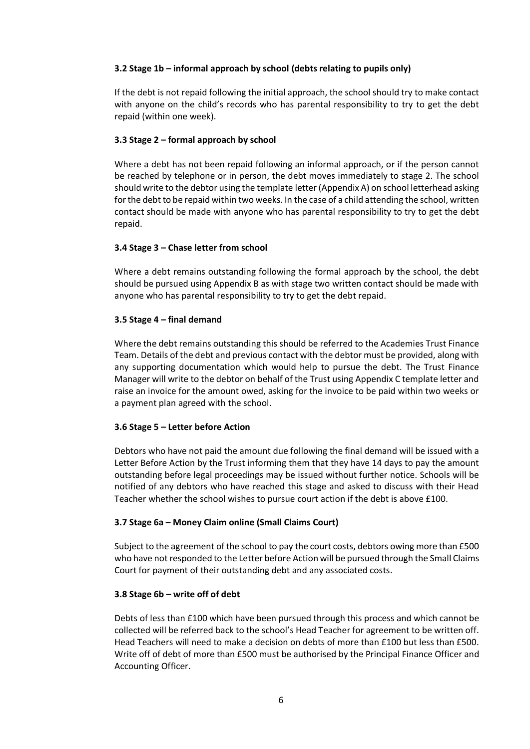**3.2 Stage 1b – informal approach by school (debts relating to pupils only)**

If the debt is not repaid following the initial approach, the school should try to make contact with anyone on the child's records who has parental responsibility to try to get the debt repaid (within one week).

**3.3 Stage 2 – formal approach by school**

Where a debt has not been repaid following an informal approach, or if the person cannot be reached by telephone or in person, the debt moves immediately to stage 2. The school should write to the debtor using the template letter (Appendix A) on school letterhead asking for the debt to be repaid within two weeks. In the case of a child attending the school, written contact should be made with anyone who has parental responsibility to try to get the debt repaid.

**3.4 Stage 3 – Chase letter from school**

Where a debt remains outstanding following the formal approach by the school, the debt should be pursued using Appendix B as with stage two written contact should be made with anyone who has parental responsibility to try to get the debt repaid.

**3.5 Stage 4 – final demand**

Where the debt remains outstanding this should be referred to the Academies Trust Finance Team. Details of the debt and previous contact with the debtor must be provided, along with any supporting documentation which would help to pursue the debt. The Trust Finance Manager will write to the debtor on behalf of the Trust using Appendix C template letter and raise an invoice for the amount owed, asking for the invoice to be paid within two weeks or a payment plan agreed with the school.

**3.6 Stage 5 – Letter before Action**

Debtors who have not paid the amount due following the final demand will be issued with a Letter Before Action by the Trust informing them that they have 14 days to pay the amount outstanding before legal proceedings may be issued without further notice. Schools will be notified of any debtors who have reached this stage and asked to discuss with their Head Teacher whether the school wishes to pursue court action if the debt is above £100.

**3.7 Stage 6a – Money Claim online (Small Claims Court)**

Subject to the agreement of the school to pay the court costs, debtors owing more than £500 who have not responded to the Letter before Action will be pursued through the Small Claims Court for payment of their outstanding debt and any associated costs.

**3.8 Stage 6b – write off of debt**

Debts of less than £100 which have been pursued through this process and which cannot be collected will be referred back to the school's Head Teacher for agreement to be written off. Head Teachers will need to make a decision on debts of more than £100 but less than £500. Write off of debt of more than £500 must be authorised by the Principal Finance Officer and Accounting Officer.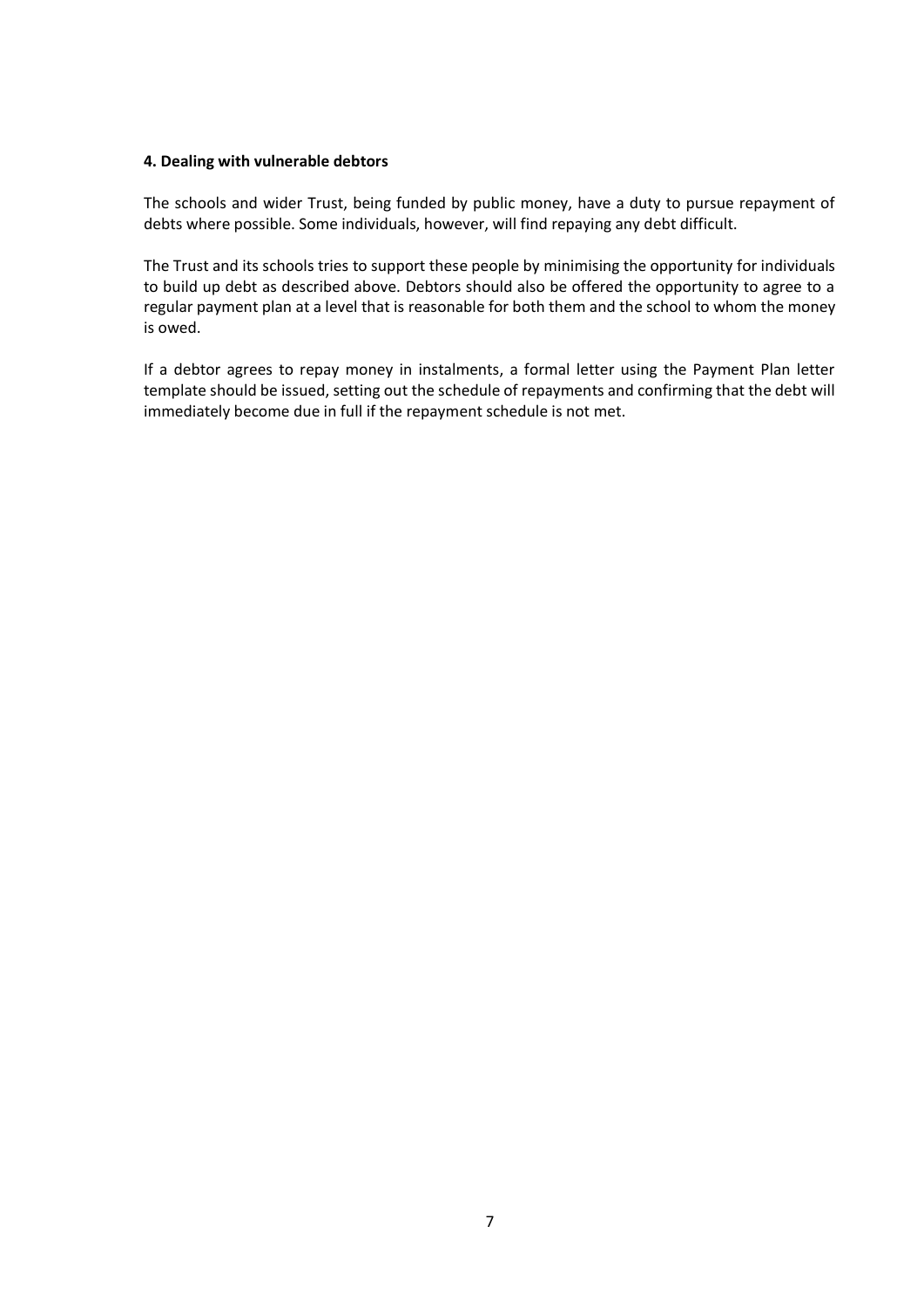#### 4. Dealing with vulnerable debtors

The schools and wider Trust, being funded by public money, have a duty to pursue repayment of debts where possible. Some individuals, however, will find repaying any debt difficult.

The Trust and its schools tries to support these people by minimising the opportunity for individuals to build up debt as described above. Debtors should also be offered the opportunity to agree to a regular payment plan at a level that is reasonable for both them and the school to whom the money is owed.

If a debtor agrees to repay money in instalments, a formal letter using the Payment Plan letter template should be issued, setting out the schedule of repayments and confirming that the debt will immediately become due in full if the repayment schedule is not met.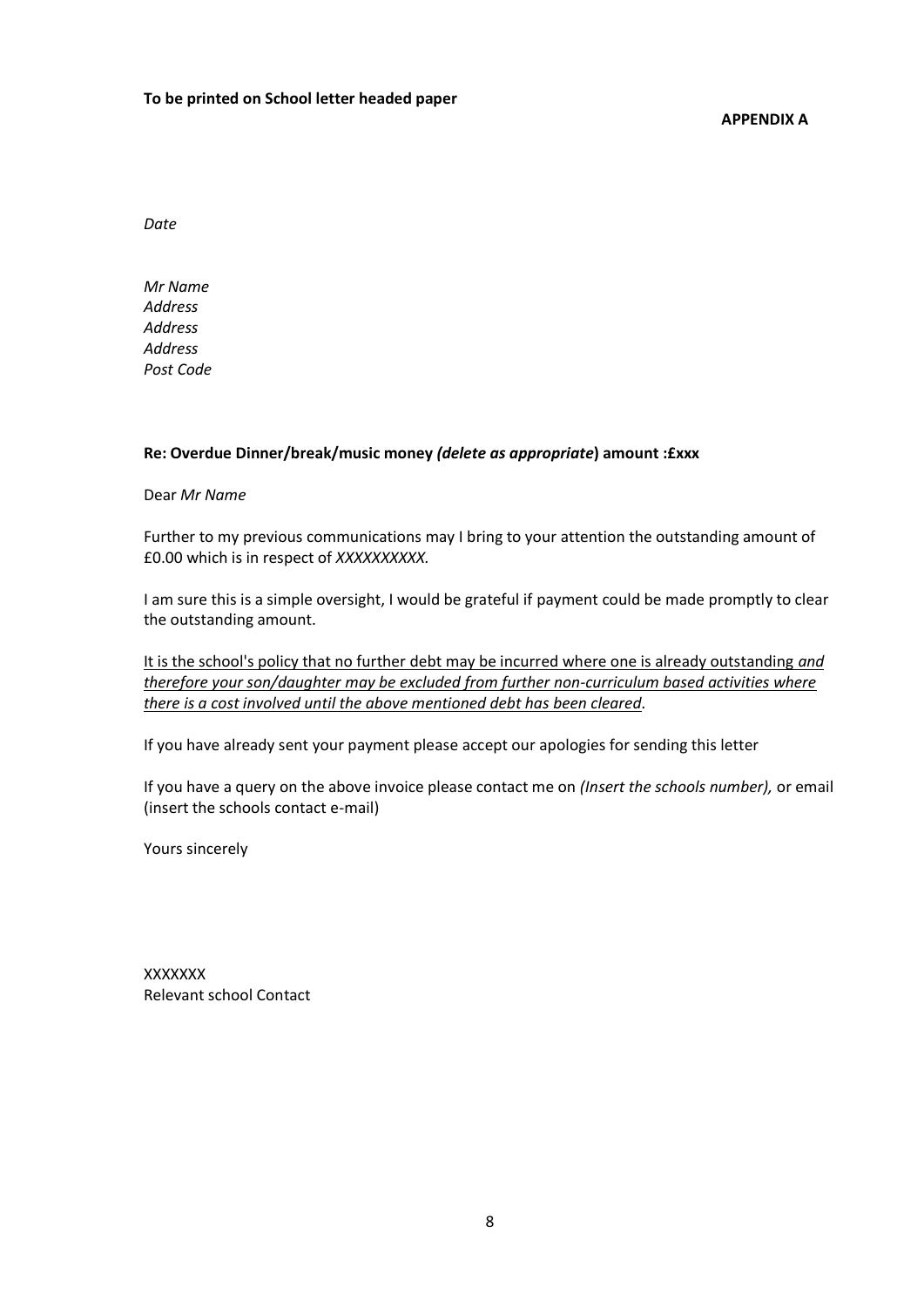**To be printed on School letter headed paper**

**APPENDIX A**

*Date*

*Mr Name*
*Address*
*Address*
*Address*
*Post Code*

**Re: Overdue Dinner/break/music money *(delete as appropriate*) amount :£xxx**

Dear *Mr Name*

Further to my previous communications may I bring to your attention the outstanding amount of £0.00 which is in respect of *XXXXXXXXXX.*

I am sure this is a simple oversight, I would be grateful if payment could be made promptly to clear the outstanding amount.

<u>It is the school's policy that no further debt may be incurred where one is already outstanding *and therefore your son/daughter may be excluded from further non-curriculum based activities where there is a cost involved until the above mentioned debt has been cleared*.</u>

If you have already sent your payment please accept our apologies for sending this letter

If you have a query on the above invoice please contact me on *(Insert the schools number),* or email (insert the schools contact e-mail)

Yours sincerely

XXXXXXX
Relevant school Contact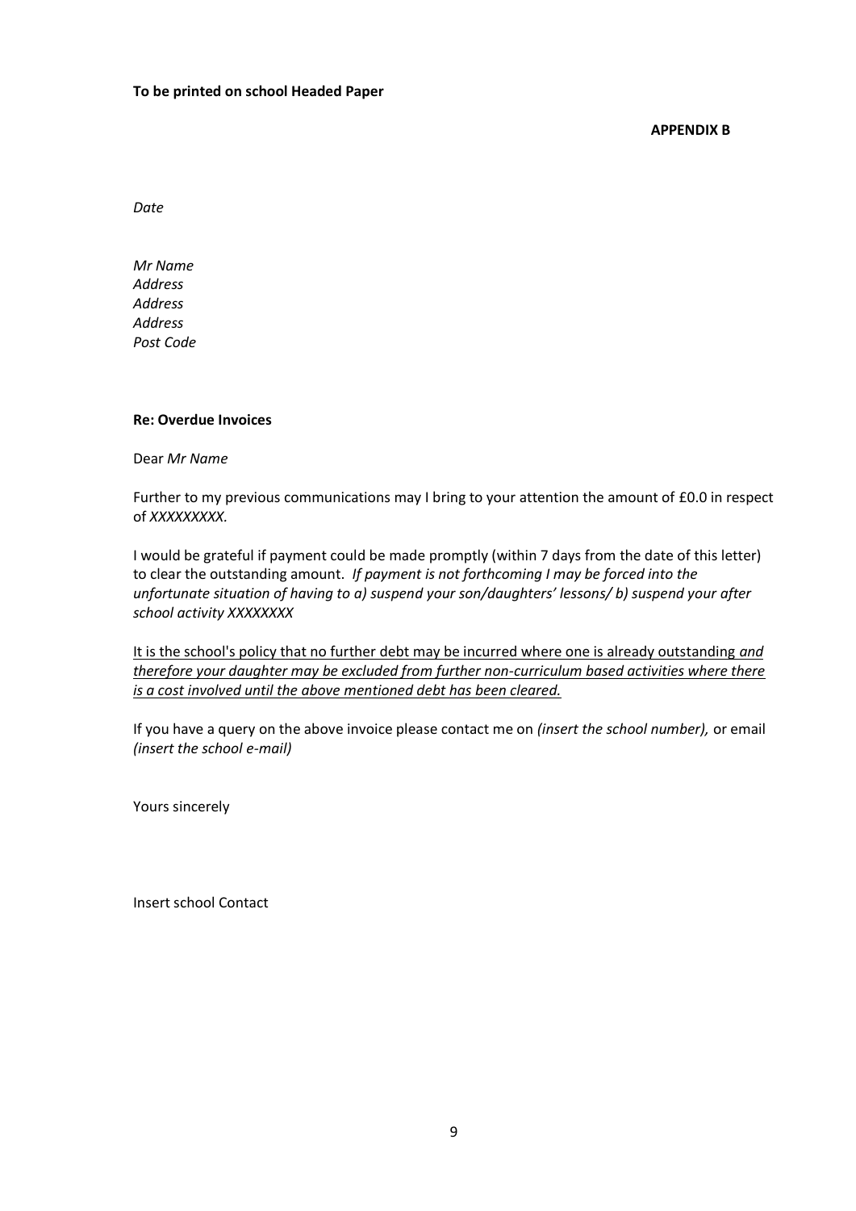**To be printed on school Headed Paper**

**APPENDIX B**

*Date*

*Mr Name*
*Address*
*Address*
*Address*
*Post Code*

**Re: Overdue Invoices**

Dear *Mr Name*

Further to my previous communications may I bring to your attention the amount of £0.0 in respect of *XXXXXXXXX.*

I would be grateful if payment could be made promptly (within 7 days from the date of this letter) to clear the outstanding amount. *If payment is not forthcoming I may be forced into the unfortunate situation of having to a) suspend your son/daughters' lessons/ b) suspend your after school activity XXXXXXXX*

<u>It is the school's policy that no further debt may be incurred where one is already outstanding *and therefore your daughter may be excluded from further non-curriculum based activities where there is a cost involved until the above mentioned debt has been cleared.*</u>

If you have a query on the above invoice please contact me on *(insert the school number),* or email *(insert the school e-mail)*

Yours sincerely

Insert school Contact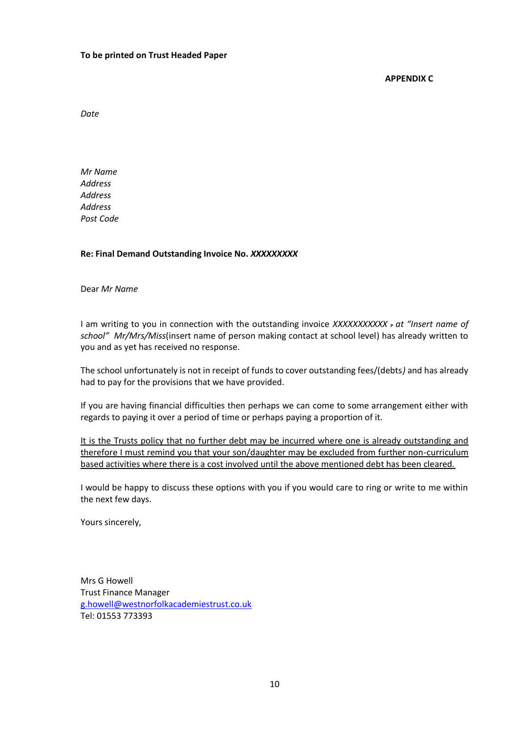**To be printed on Trust Headed Paper**

**APPENDIX C**

*Date*

*Mr Name*
*Address*
*Address*
*Address*
*Post Code*

**Re: Final Demand Outstanding Invoice No. *XXXXXXXXX***

Dear *Mr Name*

I am writing to you in connection with the outstanding invoice *XXXXXXXXXXX . at "Insert name of school" Mr/Mrs/Miss*(insert name of person making contact at school level) has already written to you and as yet has received no response.

The school unfortunately is not in receipt of funds to cover outstanding fees/(debts*)* and has already had to pay for the provisions that we have provided.

If you are having financial difficulties then perhaps we can come to some arrangement either with regards to paying it over a period of time or perhaps paying a proportion of it.

<u>It is the Trusts policy that no further debt may be incurred where one is already outstanding and therefore I must remind you that your son/daughter may be excluded from further non-curriculum based activities where there is a cost involved until the above mentioned debt has been cleared.</u>

I would be happy to discuss these options with you if you would care to ring or write to me within the next few days.

Yours sincerely,

Mrs G Howell
Trust Finance Manager
g.howell@westnorfolkacademiestrust.co.uk
Tel: 01553 773393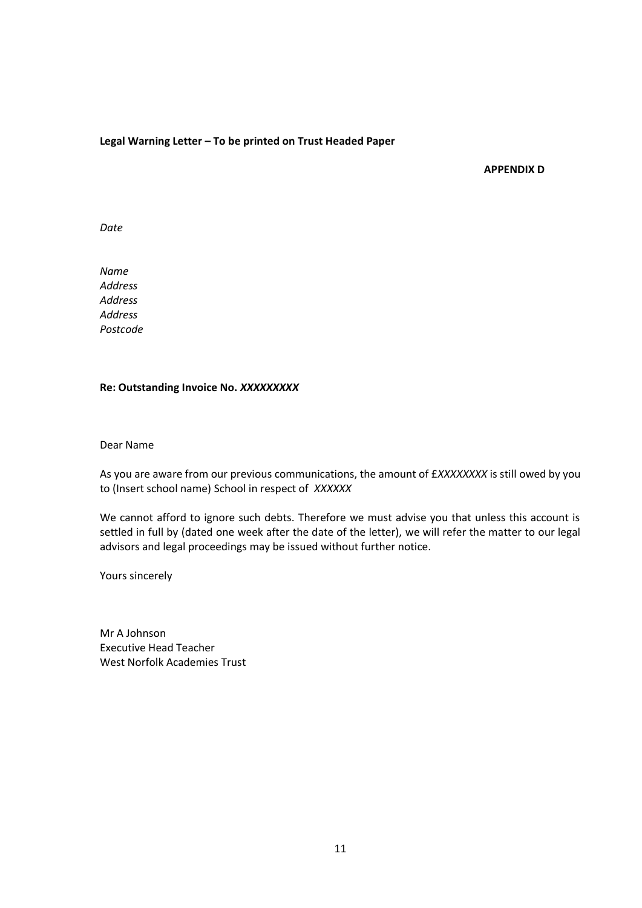**Legal Warning Letter – To be printed on Trust Headed Paper**

**APPENDIX D**

*Date*

*Name*
*Address*
*Address*
*Address*
*Postcode*

**Re: Outstanding Invoice No. *XXXXXXXXX***

Dear Name

As you are aware from our previous communications, the amount of £*XXXXXXXX* is still owed by you to (Insert school name) School in respect of *XXXXXX*

We cannot afford to ignore such debts. Therefore we must advise you that unless this account is settled in full by (dated one week after the date of the letter), we will refer the matter to our legal advisors and legal proceedings may be issued without further notice.

Yours sincerely

Mr A Johnson
Executive Head Teacher
West Norfolk Academies Trust